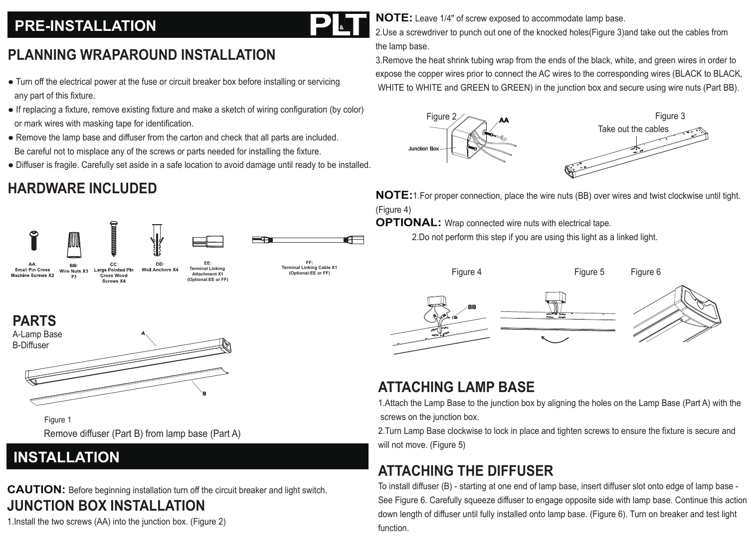# PRE-INSTALLATION

## PLANNING WRAPAROUND INSTALLATION

- Turn off the electrical power at the fuse or circuit breaker box before installing or servicing any part of this fixture.
- If replacing a fixture, remove existing fixture and make a sketch of wiring configuration (by color) or mark wires with masking tape for identification.
- Remove the lamp base and diffuser from the carton and check that all parts are included. Be careful not to misplace any of the screws or parts needed for installing the fixture.
- Diffuser is fragile. Carefully set aside in a safe location to avoid damage until ready to be installed.

## HARDWARE INCLUDED

AA: Small Pin Cross Machine Screws X2
BB: Wire Nuts X3 P3
CC: Large Pointed Pin Cross Wood Screws X4
DD: Wall Anchors X4
EE: Terminal Linking Attachment X1 (Optional:EE or FF)
FF: Terminal Linking Cable X1 (Optional:EE or FF)

## PARTS

A-Lamp Base
B-Diffuser

Figure 1

Remove diffuser (Part B) from lamp base (Part A)

# INSTALLATION

**CAUTION:** Before beginning installation turn off the circuit breaker and light switch.

## JUNCTION BOX INSTALLATION

1.Install the two screws (AA) into the junction box. (Figure 2)

**NOTE:** Leave 1/4" of screw exposed to accommodate lamp base.

2.Use a screwdriver to punch out one of the knocked holes(Figure 3)and take out the cables from the lamp base.

3.Remove the heat shrink tubing wrap from the ends of the black, white, and green wires in order to expose the copper wires prior to connect the AC wires to the corresponding wires (BLACK to BLACK, WHITE to WHITE and GREEN to GREEN) in the junction box and secure using wire nuts (Part BB).

Figure 2 — AA, Junction Box

Figure 3 — Take out the cables

**NOTE:**1.For proper connection, place the wire nuts (BB) over wires and twist clockwise until tight. (Figure 4)

**OPTIONAL:** Wrap connected wire nuts with electrical tape.

2.Do not perform this step if you are using this light as a linked light.

Figure 4 — BB

Figure 5

Figure 6

## ATTACHING LAMP BASE

1.Attach the Lamp Base to the junction box by aligning the holes on the Lamp Base (Part A) with the screws on the junction box.

2.Turn Lamp Base clockwise to lock in place and tighten screws to ensure the fixture is secure and will not move. (Figure 5)

## ATTACHING THE DIFFUSER

To install diffuser (B) - starting at one end of lamp base, insert diffuser slot onto edge of lamp base - See Figure 6. Carefully squeeze diffuser to engage opposite side with lamp base. Continue this action down length of diffuser until fully installed onto lamp base. (Figure 6). Turn on breaker and test light function.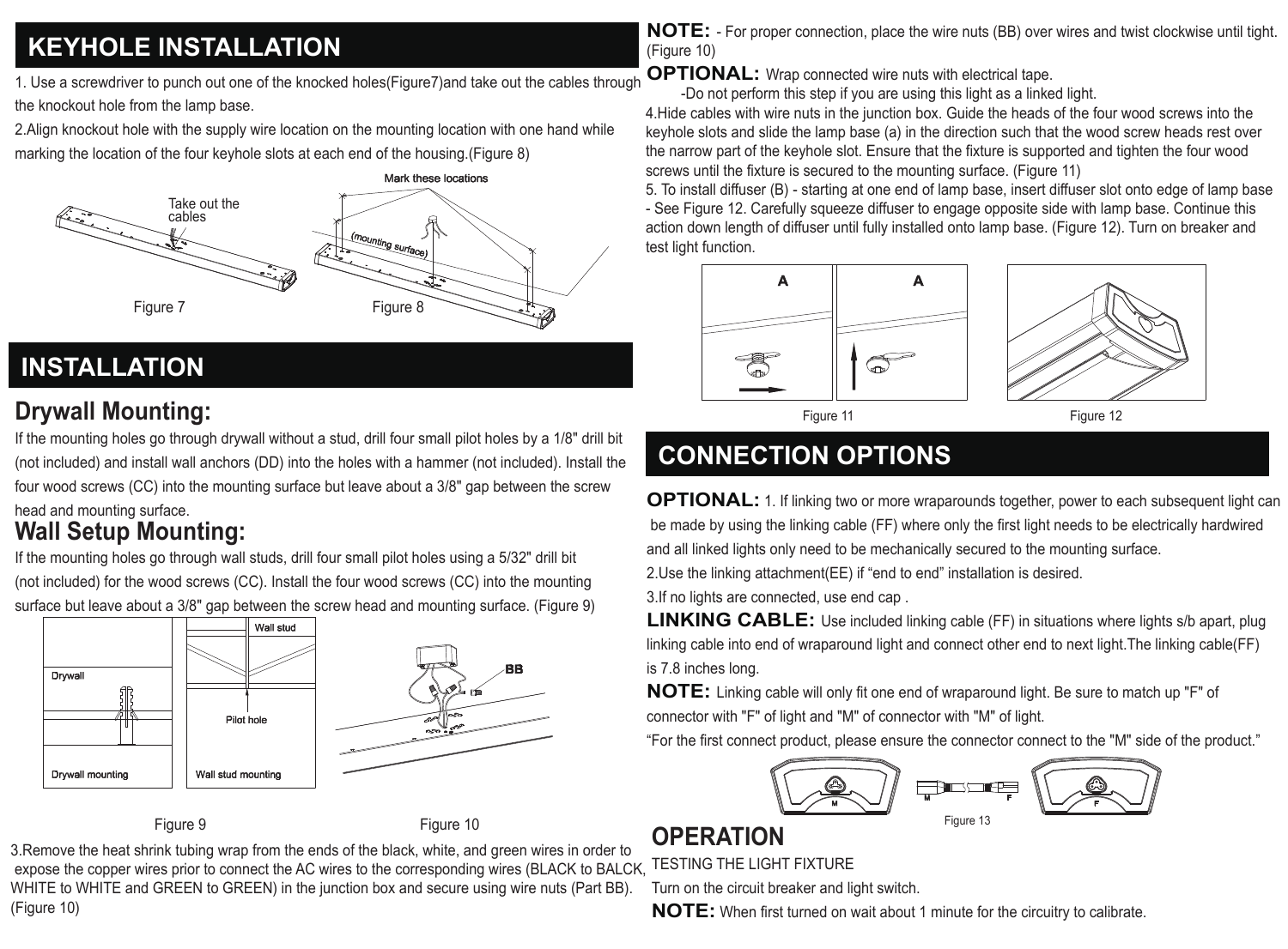## KEYHOLE INSTALLATION

1. Use a screwdriver to punch out one of the knocked holes(Figure7)and take out the cables through the knockout hole from the lamp base.

2.Align knockout hole with the supply wire location on the mounting location with one hand while marking the location of the four keyhole slots at each end of the housing.(Figure 8)

Take out the cables

Mark these locations

(mounting surface)

Figure 7

Figure 8

## INSTALLATION

### Drywall Mounting:

If the mounting holes go through drywall without a stud, drill four small pilot holes by a 1/8" drill bit (not included) and install wall anchors (DD) into the holes with a hammer (not included). Install the four wood screws (CC) into the mounting surface but leave about a 3/8" gap between the screw head and mounting surface.

### Wall Setup Mounting:

If the mounting holes go through wall studs, drill four small pilot holes using a 5/32" drill bit (not included) for the wood screws (CC). Install the four wood screws (CC) into the mounting surface but leave about a 3/8" gap between the screw head and mounting surface. (Figure 9)

Drywall

Drywall mounting

Wall stud

Pilot hole

Wall stud mounting

BB

Figure 9

Figure 10

3.Remove the heat shrink tubing wrap from the ends of the black, white, and green wires in order to expose the copper wires prior to connect the AC wires to the corresponding wires (BLACK to BALCK, WHITE to WHITE and GREEN to GREEN) in the junction box and secure using wire nuts (Part BB). (Figure 10)

**NOTE:** - For proper connection, place the wire nuts (BB) over wires and twist clockwise until tight. (Figure 10)

**OPTIONAL:** Wrap connected wire nuts with electrical tape.

-Do not perform this step if you are using this light as a linked light.

4.Hide cables with wire nuts in the junction box. Guide the heads of the four wood screws into the keyhole slots and slide the lamp base (a) in the direction such that the wood screw heads rest over the narrow part of the keyhole slot. Ensure that the fixture is supported and tighten the four wood screws until the fixture is secured to the mounting surface. (Figure 11)

5. To install diffuser (B) - starting at one end of lamp base, insert diffuser slot onto edge of lamp base - See Figure 12. Carefully squeeze diffuser to engage opposite side with lamp base. Continue this action down length of diffuser until fully installed onto lamp base. (Figure 12). Turn on breaker and test light function.

A

A

Figure 11

Figure 12

## CONNECTION OPTIONS

**OPTIONAL:** 1. If linking two or more wraparounds together, power to each subsequent light can be made by using the linking cable (FF) where only the first light needs to be electrically hardwired and all linked lights only need to be mechanically secured to the mounting surface.

2.Use the linking attachment(EE) if "end to end" installation is desired.

3.If no lights are connected, use end cap .

**LINKING CABLE:** Use included linking cable (FF) in situations where lights s/b apart, plug linking cable into end of wraparound light and connect other end to next light.The linking cable(FF) is 7.8 inches long.

**NOTE:** Linking cable will only fit one end of wraparound light. Be sure to match up "F" of connector with "F" of light and "M" of connector with "M" of light.

"For the first connect product, please ensure the connector connect to the "M" side of the product."

M

M

F

F

Figure 13

## OPERATION

TESTING THE LIGHT FIXTURE

Turn on the circuit breaker and light switch.

**NOTE:** When first turned on wait about 1 minute for the circuitry to calibrate.